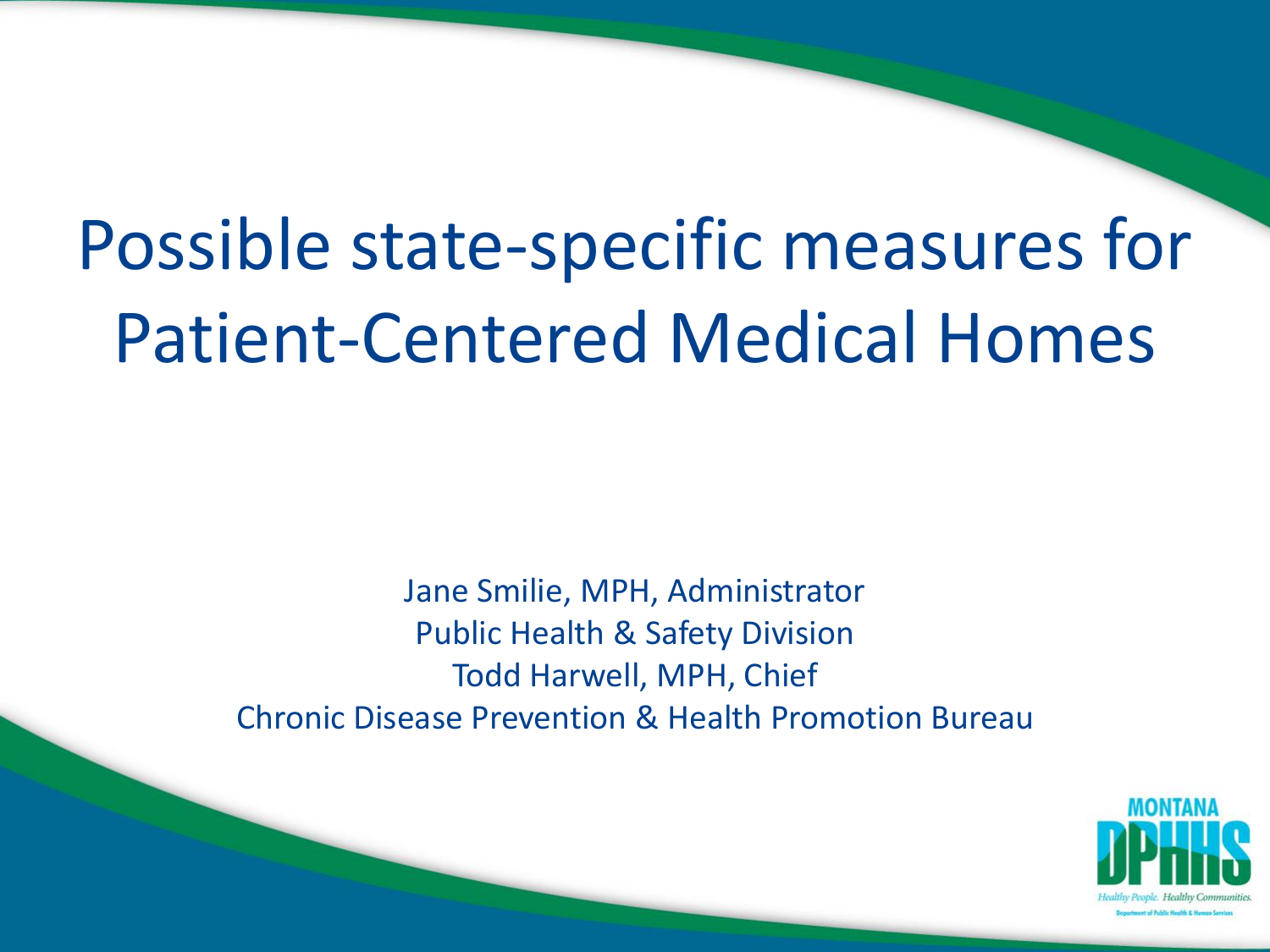# Possible state-specific measures for Patient-Centered Medical Homes

Jane Smilie, MPH, Administrator
Public Health & Safety Division
Todd Harwell, MPH, Chief
Chronic Disease Prevention & Health Promotion Bureau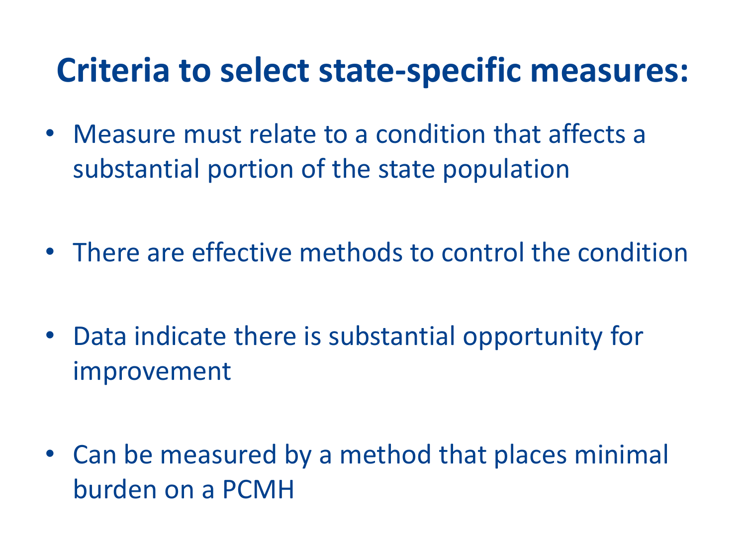# Criteria to select state-specific measures:

- Measure must relate to a condition that affects a substantial portion of the state population
- There are effective methods to control the condition
- Data indicate there is substantial opportunity for improvement
- Can be measured by a method that places minimal burden on a PCMH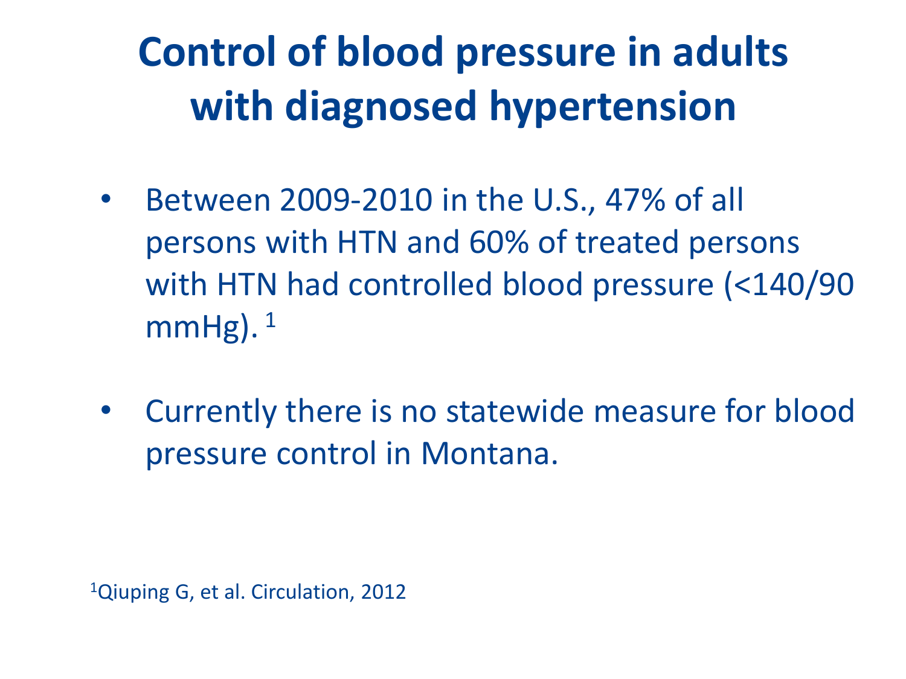# Control of blood pressure in adults with diagnosed hypertension

- Between 2009-2010 in the U.S., 47% of all persons with HTN and 60% of treated persons with HTN had controlled blood pressure (<140/90 mmHg). [1]

- Currently there is no statewide measure for blood pressure control in Montana.

[1]Qiuping G, et al. Circulation, 2012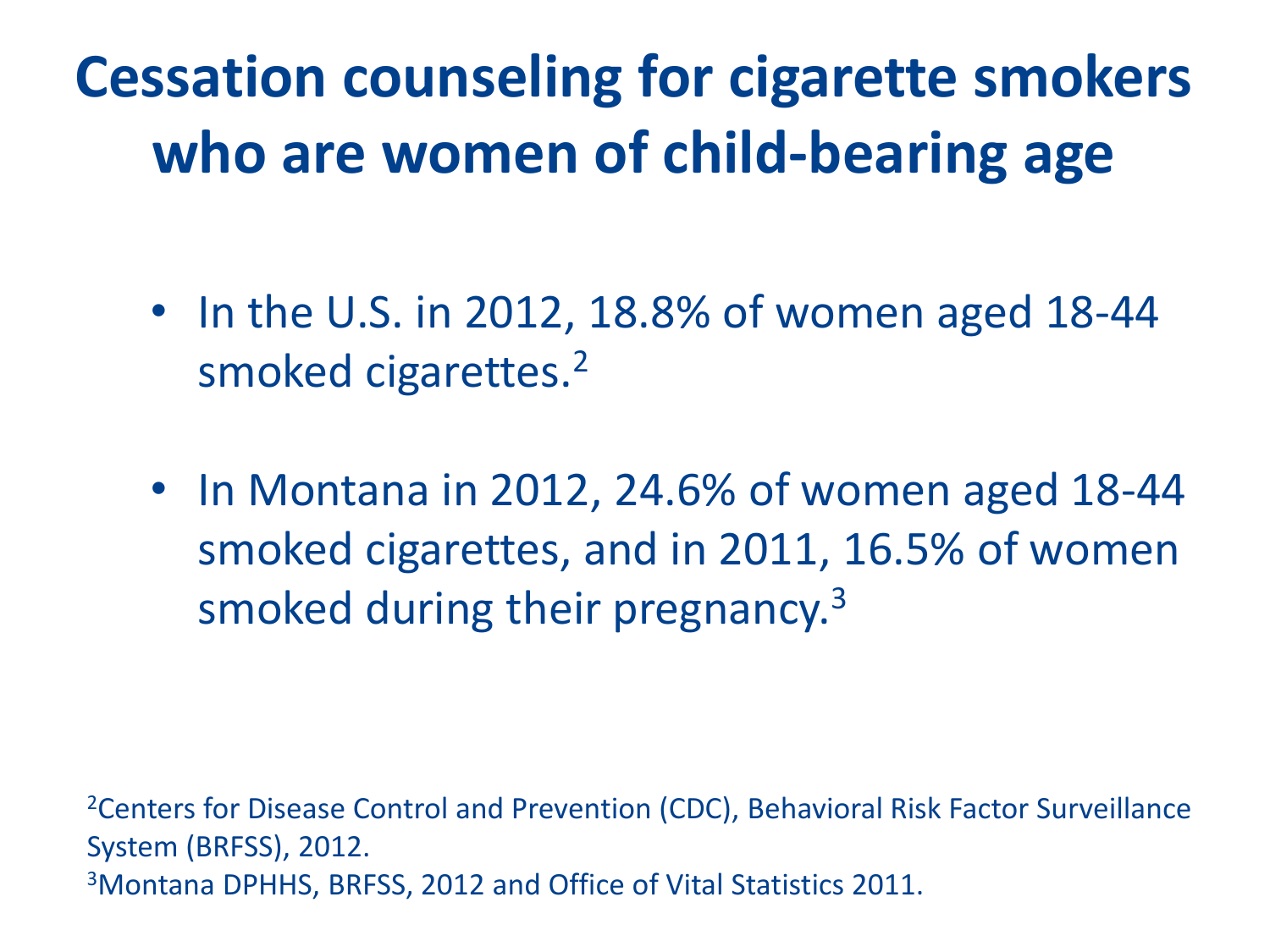# Cessation counseling for cigarette smokers who are women of child-bearing age

- In the U.S. in 2012, 18.8% of women aged 18-44 smoked cigarettes.[2]
- In Montana in 2012, 24.6% of women aged 18-44 smoked cigarettes, and in 2011, 16.5% of women smoked during their pregnancy.[3]

[2]Centers for Disease Control and Prevention (CDC), Behavioral Risk Factor Surveillance System (BRFSS), 2012.
[3]Montana DPHHS, BRFSS, 2012 and Office of Vital Statistics 2011.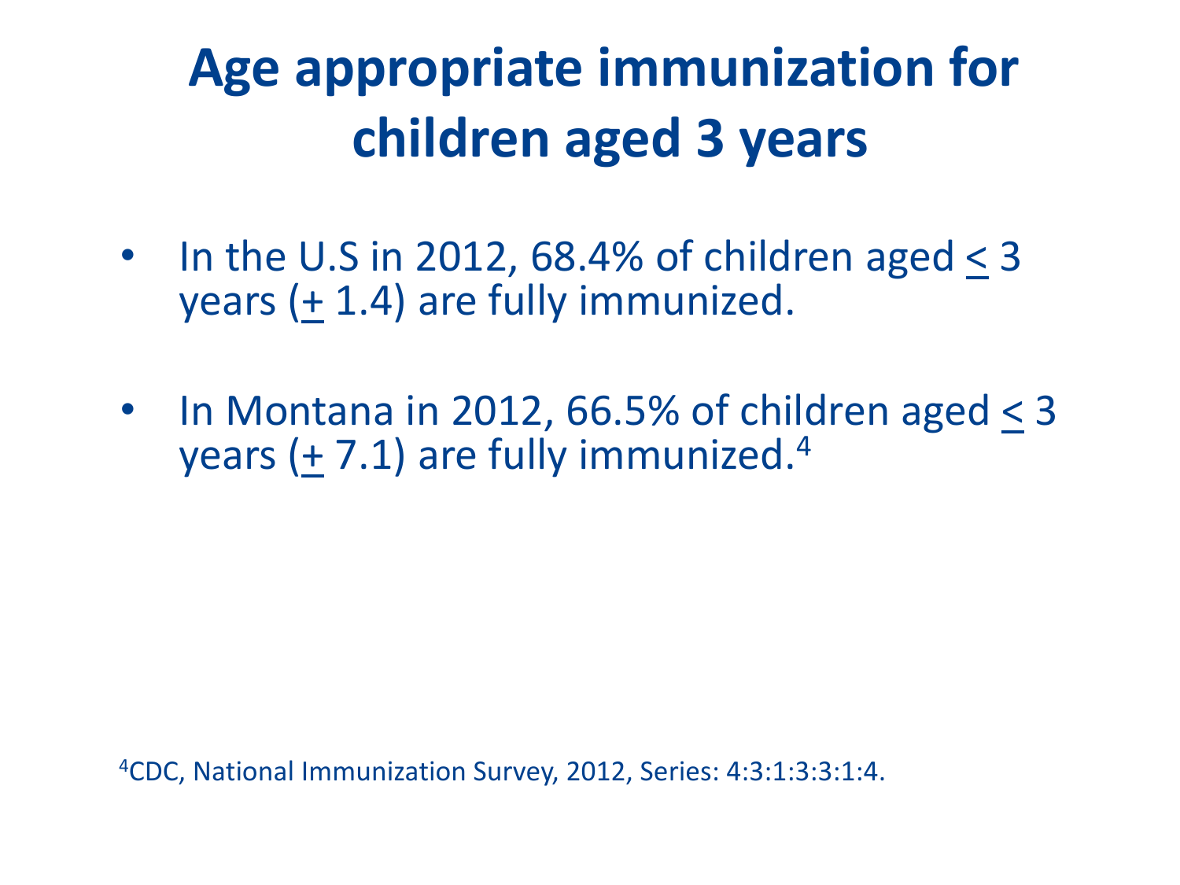# Age appropriate immunization for children aged 3 years

- In the U.S in 2012, 68.4% of children aged ≤ 3 years (± 1.4) are fully immunized.
- In Montana in 2012, 66.5% of children aged ≤ 3 years (± 7.1) are fully immunized.[4]

[4]CDC, National Immunization Survey, 2012, Series: 4:3:1:3:3:1:4.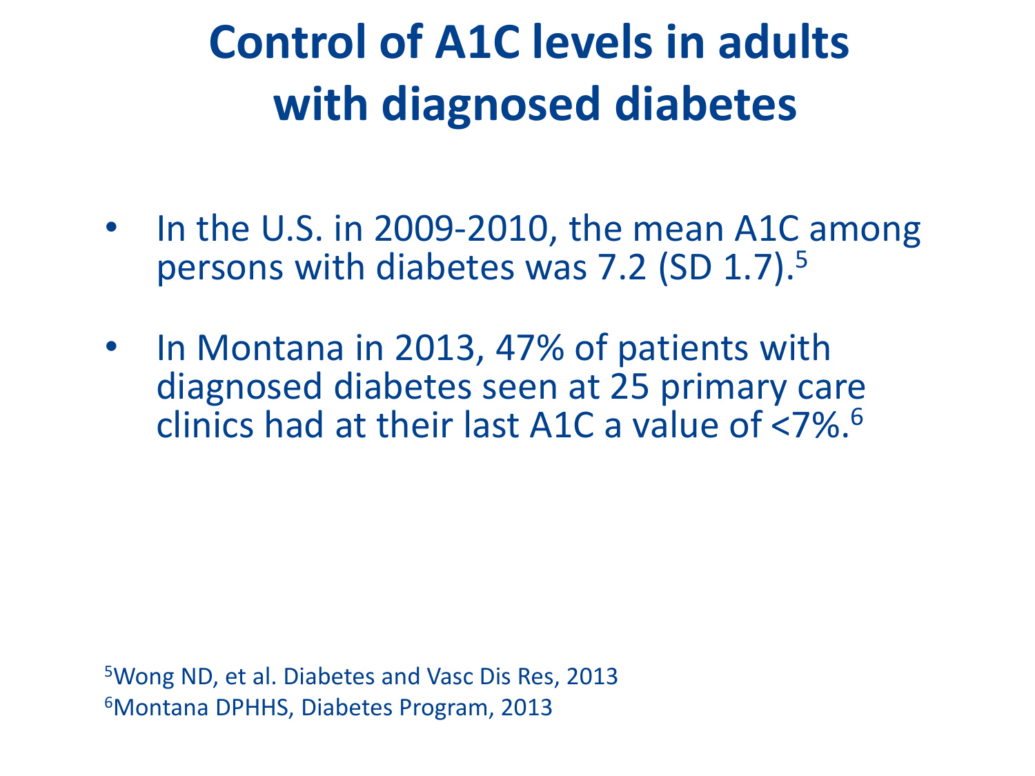# Control of A1C levels in adults with diagnosed diabetes

- In the U.S. in 2009-2010, the mean A1C among persons with diabetes was 7.2 (SD 1.7).[5]
- In Montana in 2013, 47% of patients with diagnosed diabetes seen at 25 primary care clinics had at their last A1C a value of <7%.[6]

[5]Wong ND, et al. Diabetes and Vasc Dis Res, 2013
[6]Montana DPHHS, Diabetes Program, 2013